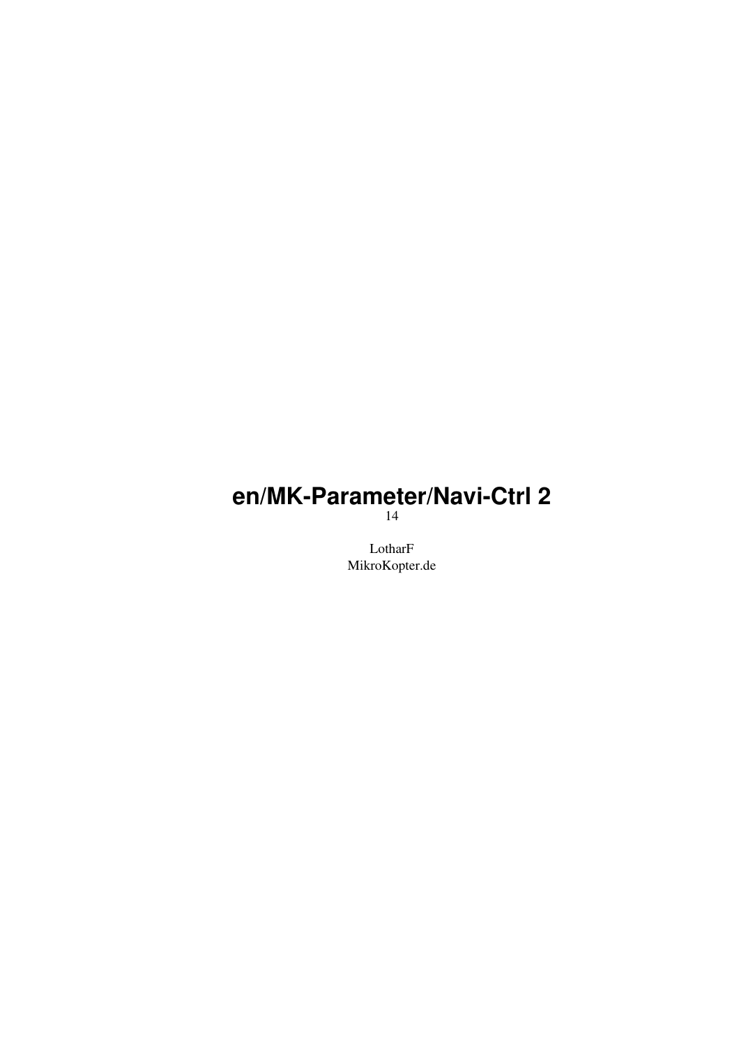# en/MK-Parameter/Navi-Ctrl 2

14

LotharF
MikroKopter.de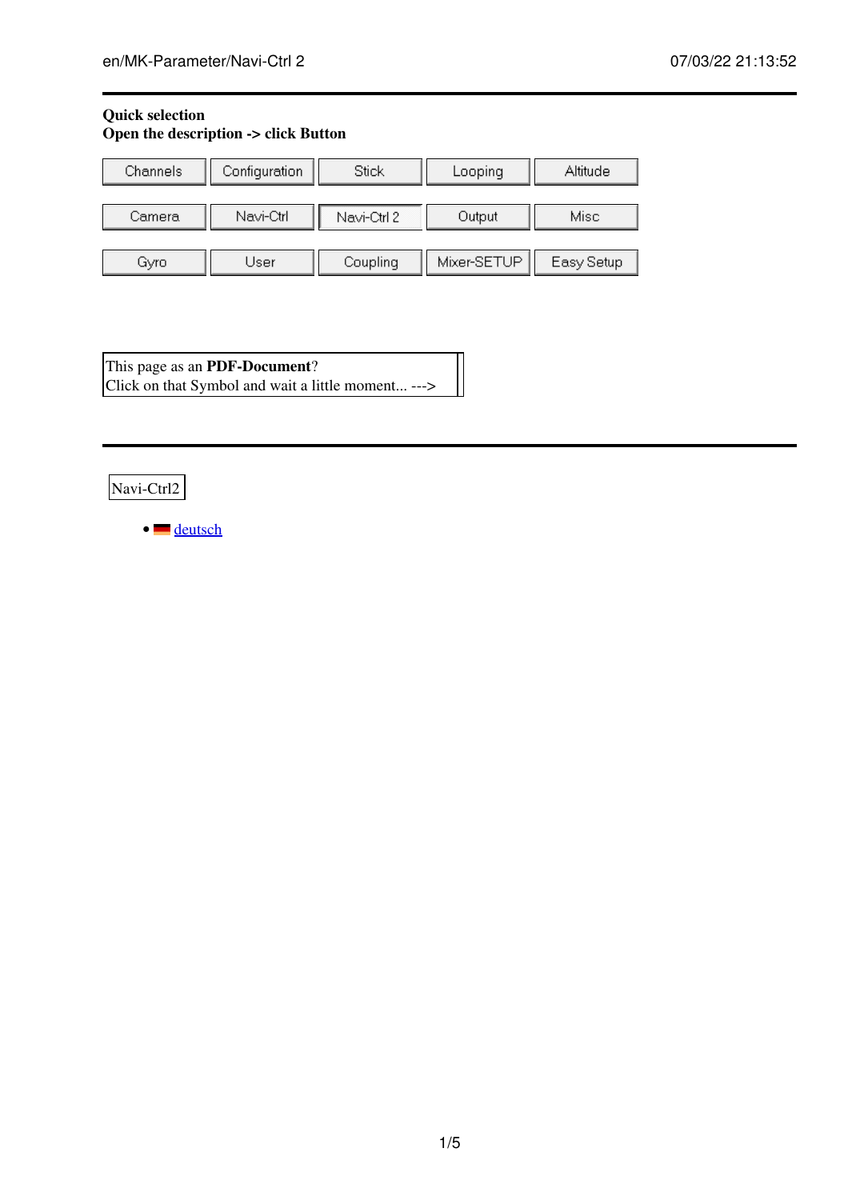**Quick selection**
**Open the description -> click Button**

| Channels | Configuration | Stick | Looping | Altitude |
| --- | --- | --- | --- | --- |
| Camera | Navi-Ctrl | Navi-Ctrl 2 | Output | Misc |
| Gyro | User | Coupling | Mixer-SETUP | Easy Setup |

This page as an **PDF-Document**?
Click on that Symbol and wait a little moment... --->

Navi-Ctrl2

- deutsch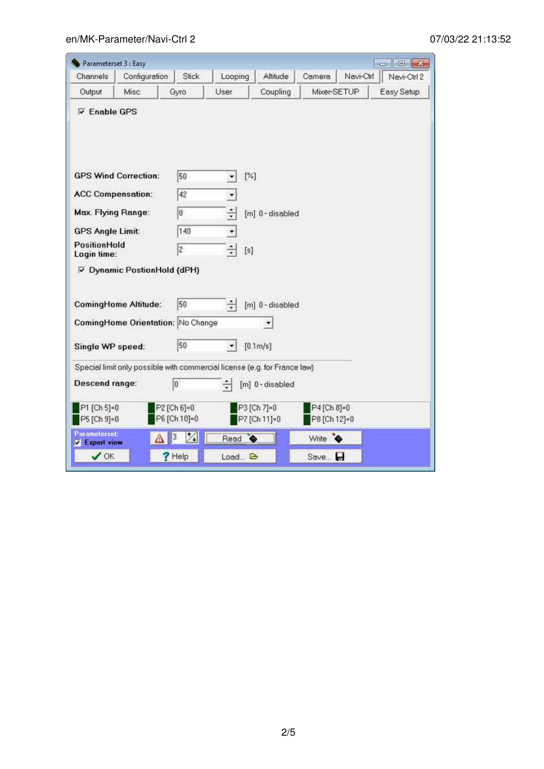Parameterset 3 : Easy

Channels | Configuration | Stick | Looping | Altitude | Camera | Navi-Ctrl | Navi-Ctrl 2

Output | Misc | Gyro | User | Coupling | Mixer-SETUP | Easy Setup

☑ Enable GPS

| Setting | Value | Unit / Note |
| --- | --- | --- |
| GPS Wind Correction: | 50 | [%] |
| ACC Compensation: | 42 | |
| Max. Flying Range: | 0 | [m] 0 - disabled |
| GPS Angle Limit: | 140 | |
| PositionHold Login time: | 2 | [s] |

☑ Dynamic PostionHold (dPH)

| Setting | Value | Unit / Note |
| --- | --- | --- |
| ComingHome Altitude: | 50 | [m] 0 - disabled |
| ComingHome Orientation: | No Change | |
| Single WP speed: | 50 | [0.1m/s] |

Special limit only possible with commercial license (e.g. for France law)

| Setting | Value | Unit / Note |
| --- | --- | --- |
| Descend range: | 0 | [m] 0 - disabled |

| | | | |
| --- | --- | --- | --- |
| P1 [Ch 5]=0 | P2 [Ch 6]=0 | P3 [Ch 7]=0 | P4 [Ch 8]=0 |
| P5 [Ch 9]=0 | P6 [Ch 10]=0 | P7 [Ch 11]=0 | P8 [Ch 12]=0 |

Parameterset: 3

☑ Expert view

Read | Write

OK | Help | Load... | Save...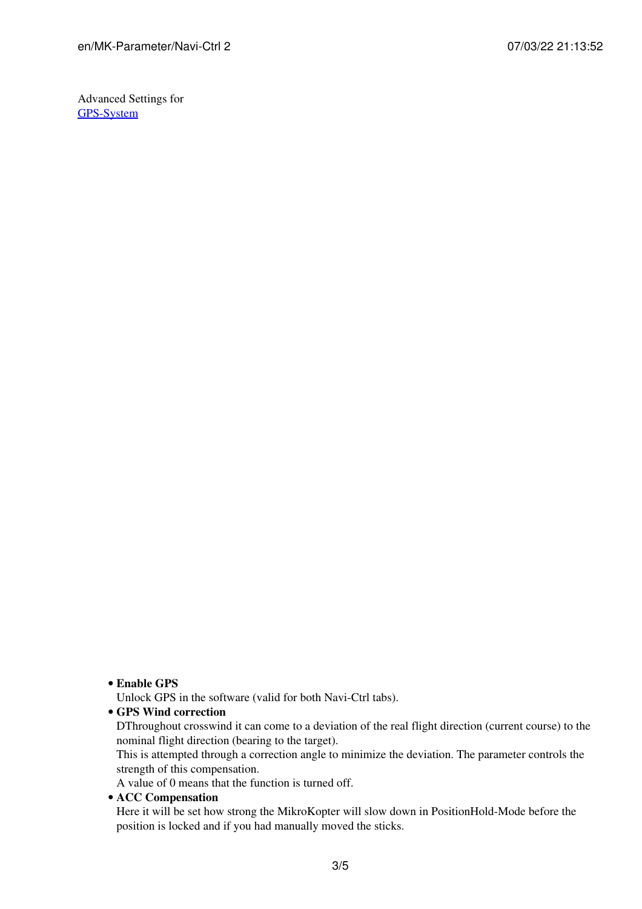Advanced Settings for
GPS-System

- **Enable GPS**
  Unlock GPS in the software (valid for both Navi-Ctrl tabs).
- **GPS Wind correction**
  DThroughout crosswind it can come to a deviation of the real flight direction (current course) to the nominal flight direction (bearing to the target).
  This is attempted through a correction angle to minimize the deviation. The parameter controls the strength of this compensation.
  A value of 0 means that the function is turned off.
- **ACC Compensation**
  Here it will be set how strong the MikroKopter will slow down in PositionHold-Mode before the position is locked and if you had manually moved the sticks.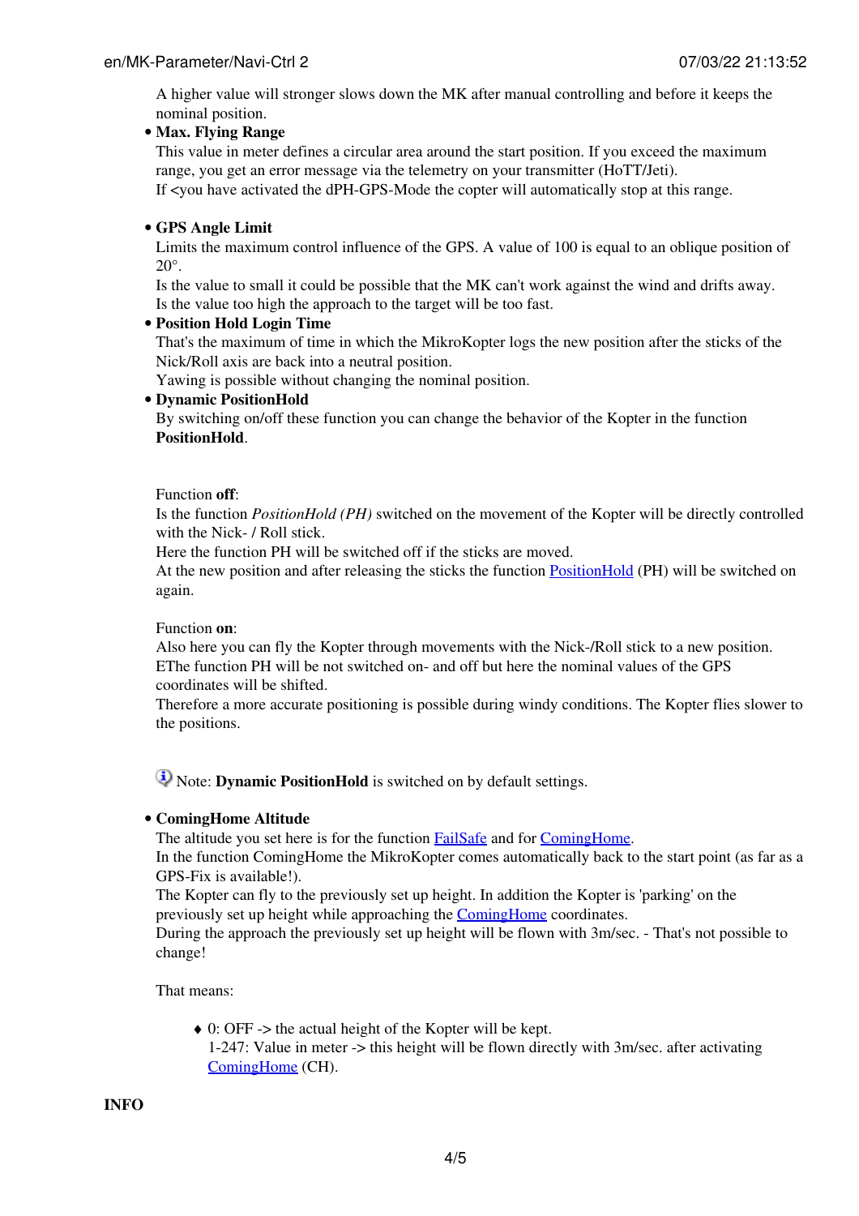A higher value will stronger slows down the MK after manual controlling and before it keeps the nominal position.

- **Max. Flying Range**
  This value in meter defines a circular area around the start position. If you exceed the maximum range, you get an error message via the telemetry on your transmitter (HoTT/Jeti).
  If <you have activated the dPH-GPS-Mode the copter will automatically stop at this range.

- **GPS Angle Limit**
  Limits the maximum control influence of the GPS. A value of 100 is equal to an oblique position of 20°.
  Is the value to small it could be possible that the MK can't work against the wind and drifts away.
  Is the value too high the approach to the target will be too fast.
- **Position Hold Login Time**
  That's the maximum of time in which the MikroKopter logs the new position after the sticks of the Nick/Roll axis are back into a neutral position.
  Yawing is possible without changing the nominal position.
- **Dynamic PositionHold**
  By switching on/off these function you can change the behavior of the Kopter in the function **PositionHold**.

  Function **off**:
  Is the function *PositionHold (PH)* switched on the movement of the Kopter will be directly controlled with the Nick- / Roll stick.
  Here the function PH will be switched off if the sticks are moved.
  At the new position and after releasing the sticks the function PositionHold (PH) will be switched on again.

  Function **on**:
  Also here you can fly the Kopter through movements with the Nick-/Roll stick to a new position.
  EThe function PH will be not switched on- and off but here the nominal values of the GPS coordinates will be shifted.
  Therefore a more accurate positioning is possible during windy conditions. The Kopter flies slower to the positions.

  Note: **Dynamic PositionHold** is switched on by default settings.

- **ComingHome Altitude**
  The altitude you set here is for the function FailSafe and for ComingHome.
  In the function ComingHome the MikroKopter comes automatically back to the start point (as far as a GPS-Fix is available!).
  The Kopter can fly to the previously set up height. In addition the Kopter is 'parking' on the previously set up height while approaching the ComingHome coordinates.
  During the approach the previously set up height will be flown with 3m/sec. - That's not possible to change!

  That means:

  - 0: OFF -> the actual height of the Kopter will be kept.
    1-247: Value in meter -> this height will be flown directly with 3m/sec. after activating ComingHome (CH).

**INFO**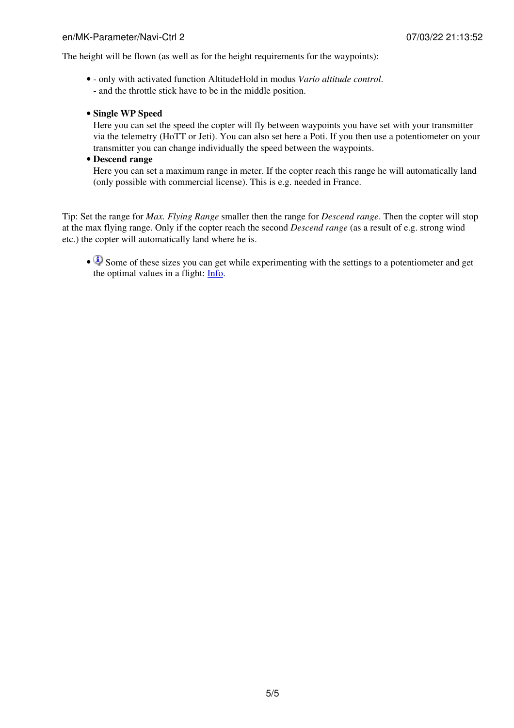The height will be flown (as well as for the height requirements for the waypoints):

- - only with activated function AltitudeHold in modus *Vario altitude control*.
  - and the throttle stick have to be in the middle position.

- **Single WP Speed**
  Here you can set the speed the copter will fly between waypoints you have set with your transmitter via the telemetry (HoTT or Jeti). You can also set here a Poti. If you then use a potentiometer on your transmitter you can change individually the speed between the waypoints.
- **Descend range**
  Here you can set a maximum range in meter. If the copter reach this range he will automatically land (only possible with commercial license). This is e.g. needed in France.

Tip: Set the range for *Max. Flying Range* smaller then the range for *Descend range*. Then the copter will stop at the max flying range. Only if the copter reach the second *Descend range* (as a result of e.g. strong wind etc.) the copter will automatically land where he is.

- Some of these sizes you can get while experimenting with the settings to a potentiometer and get the optimal values in a flight: Info.